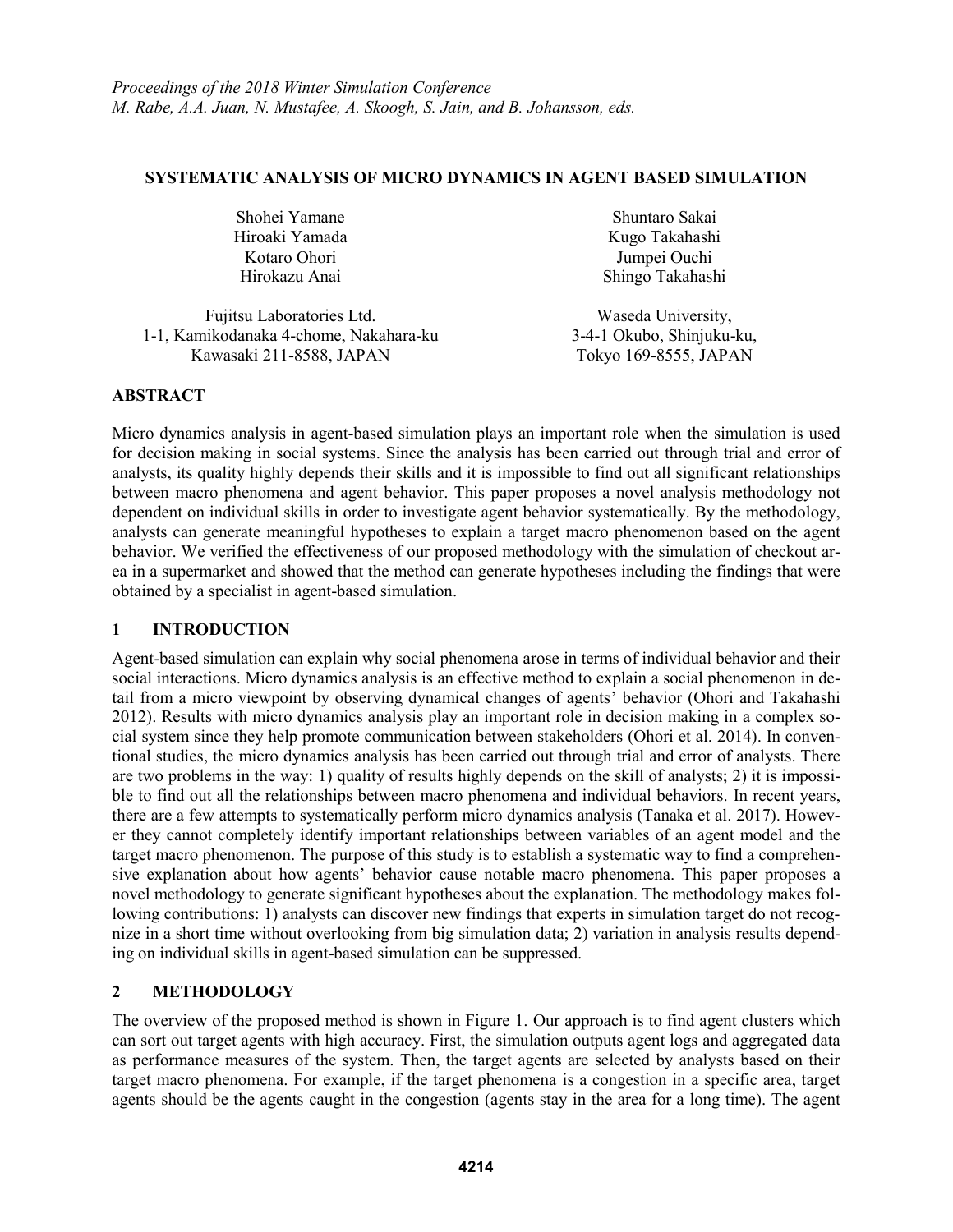*Proceedings of the 2018 Winter Simulation Conference*
*M. Rabe, A.A. Juan, N. Mustafee, A. Skoogh, S. Jain, and B. Johansson, eds.*

# SYSTEMATIC ANALYSIS OF MICRO DYNAMICS IN AGENT BASED SIMULATION

Shohei Yamane
Hiroaki Yamada
Kotaro Ohori
Hirokazu Anai

Fujitsu Laboratories Ltd.
1-1, Kamikodanaka 4-chome, Nakahara-ku
Kawasaki 211-8588, JAPAN

Shuntaro Sakai
Kugo Takahashi
Jumpei Ouchi
Shingo Takahashi

Waseda University,
3-4-1 Okubo, Shinjuku-ku,
Tokyo 169-8555, JAPAN

## ABSTRACT

Micro dynamics analysis in agent-based simulation plays an important role when the simulation is used for decision making in social systems. Since the analysis has been carried out through trial and error of analysts, its quality highly depends their skills and it is impossible to find out all significant relationships between macro phenomena and agent behavior. This paper proposes a novel analysis methodology not dependent on individual skills in order to investigate agent behavior systematically. By the methodology, analysts can generate meaningful hypotheses to explain a target macro phenomenon based on the agent behavior. We verified the effectiveness of our proposed methodology with the simulation of checkout area in a supermarket and showed that the method can generate hypotheses including the findings that were obtained by a specialist in agent-based simulation.

## 1 INTRODUCTION

Agent-based simulation can explain why social phenomena arose in terms of individual behavior and their social interactions. Micro dynamics analysis is an effective method to explain a social phenomenon in detail from a micro viewpoint by observing dynamical changes of agents' behavior (Ohori and Takahashi 2012). Results with micro dynamics analysis play an important role in decision making in a complex social system since they help promote communication between stakeholders (Ohori et al. 2014). In conventional studies, the micro dynamics analysis has been carried out through trial and error of analysts. There are two problems in the way: 1) quality of results highly depends on the skill of analysts; 2) it is impossible to find out all the relationships between macro phenomena and individual behaviors. In recent years, there are a few attempts to systematically perform micro dynamics analysis (Tanaka et al. 2017). However they cannot completely identify important relationships between variables of an agent model and the target macro phenomenon. The purpose of this study is to establish a systematic way to find a comprehensive explanation about how agents' behavior cause notable macro phenomena. This paper proposes a novel methodology to generate significant hypotheses about the explanation. The methodology makes following contributions: 1) analysts can discover new findings that experts in simulation target do not recognize in a short time without overlooking from big simulation data; 2) variation in analysis results depending on individual skills in agent-based simulation can be suppressed.

## 2 METHODOLOGY

The overview of the proposed method is shown in Figure 1. Our approach is to find agent clusters which can sort out target agents with high accuracy. First, the simulation outputs agent logs and aggregated data as performance measures of the system. Then, the target agents are selected by analysts based on their target macro phenomena. For example, if the target phenomena is a congestion in a specific area, target agents should be the agents caught in the congestion (agents stay in the area for a long time). The agent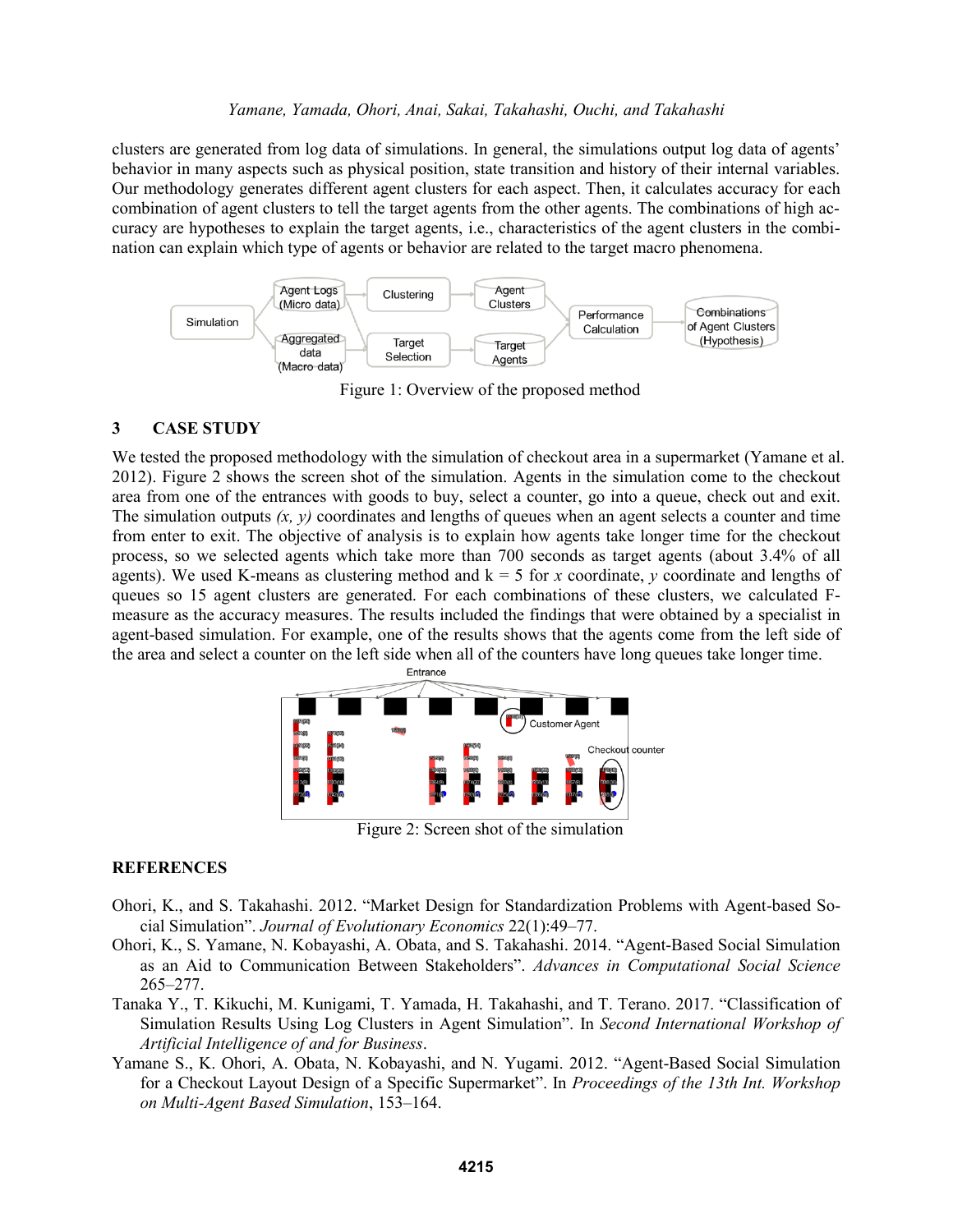clusters are generated from log data of simulations. In general, the simulations output log data of agents' behavior in many aspects such as physical position, state transition and history of their internal variables. Our methodology generates different agent clusters for each aspect. Then, it calculates accuracy for each combination of agent clusters to tell the target agents from the other agents. The combinations of high accuracy are hypotheses to explain the target agents, i.e., characteristics of the agent clusters in the combination can explain which type of agents or behavior are related to the target macro phenomena.

Simulation
Agent Logs (Micro data)
Aggregated data (Macro data)
Clustering
Target Selection
Agent Clusters
Target Agents
Performance Calculation
Combinations of Agent Clusters (Hypothesis)

Figure 1: Overview of the proposed method

## 3 CASE STUDY

We tested the proposed methodology with the simulation of checkout area in a supermarket (Yamane et al. 2012). Figure 2 shows the screen shot of the simulation. Agents in the simulation come to the checkout area from one of the entrances with goods to buy, select a counter, go into a queue, check out and exit. The simulation outputs *(x, y)* coordinates and lengths of queues when an agent selects a counter and time from enter to exit. The objective of analysis is to explain how agents take longer time for the checkout process, so we selected agents which take more than 700 seconds as target agents (about 3.4% of all agents). We used K-means as clustering method and k = 5 for *x* coordinate, *y* coordinate and lengths of queues so 15 agent clusters are generated. For each combinations of these clusters, we calculated F-measure as the accuracy measures. The results included the findings that were obtained by a specialist in agent-based simulation. For example, one of the results shows that the agents come from the left side of the area and select a counter on the left side when all of the counters have long queues take longer time.

Entrance
Customer Agent
Checkout counter

Figure 2: Screen shot of the simulation

## REFERENCES

Ohori, K., and S. Takahashi. 2012. "Market Design for Standardization Problems with Agent-based Social Simulation". *Journal of Evolutionary Economics* 22(1):49–77.

Ohori, K., S. Yamane, N. Kobayashi, A. Obata, and S. Takahashi. 2014. "Agent-Based Social Simulation as an Aid to Communication Between Stakeholders". *Advances in Computational Social Science* 265–277.

Tanaka Y., T. Kikuchi, M. Kunigami, T. Yamada, H. Takahashi, and T. Terano. 2017. "Classification of Simulation Results Using Log Clusters in Agent Simulation". In *Second International Workshop of Artificial Intelligence of and for Business*.

Yamane S., K. Ohori, A. Obata, N. Kobayashi, and N. Yugami. 2012. "Agent-Based Social Simulation for a Checkout Layout Design of a Specific Supermarket". In *Proceedings of the 13th Int. Workshop on Multi-Agent Based Simulation*, 153–164.